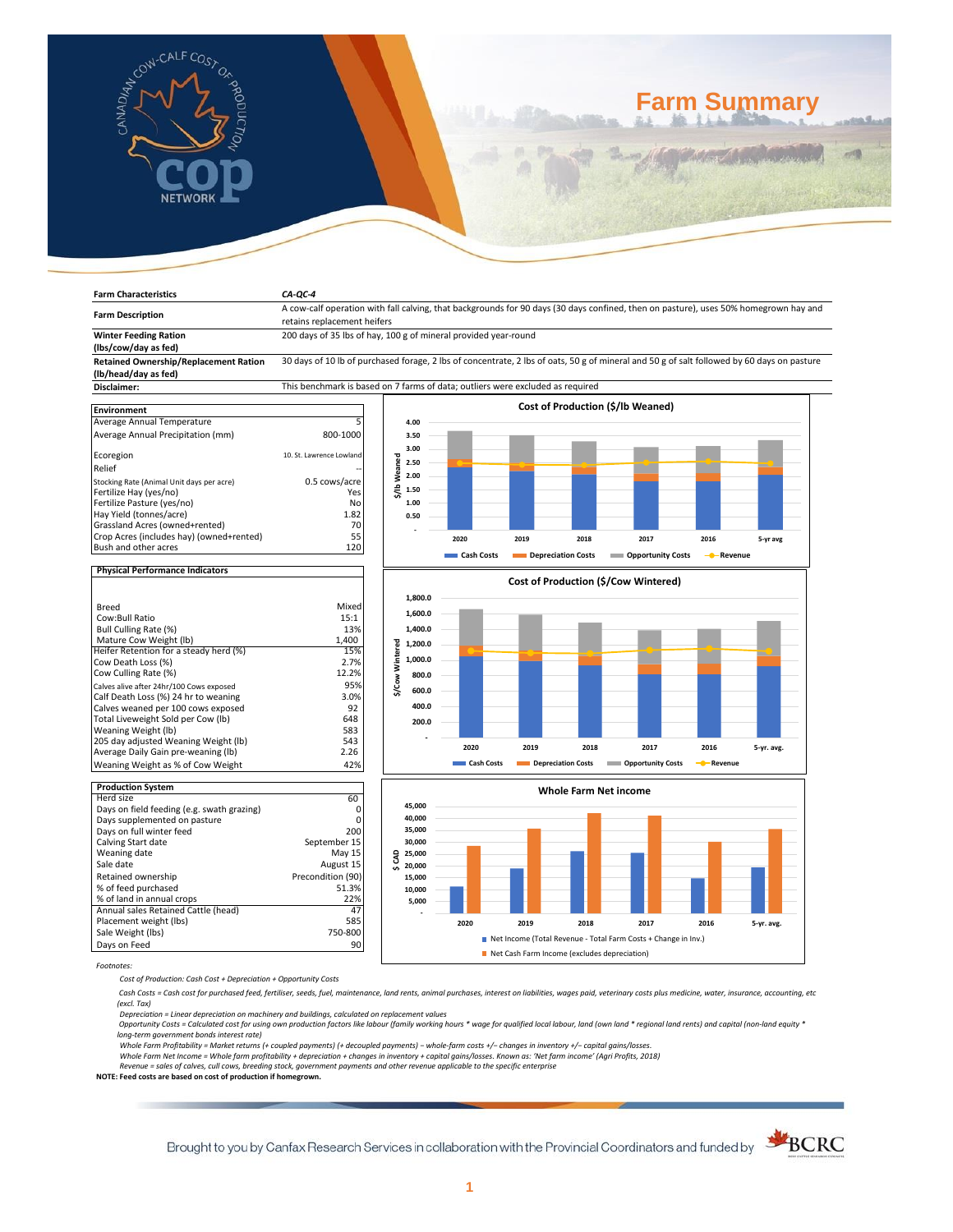# Farm Summary

| Farm Characteristics | CA-QC-4 |
|---|---|
| Farm Description | A cow-calf operation with fall calving, that backgrounds for 90 days (30 days confined, then on pasture), uses 50% homegrown hay and retains replacement heifers |
| Winter Feeding Ration (lbs/cow/day as fed) | 200 days of 35 lbs of hay, 100 g of mineral provided year-round |
| Retained Ownership/Replacement Ration (lb/head/day as fed) | 30 days of 10 lb of purchased forage, 2 lbs of concentrate, 2 lbs of oats, 50 g of mineral and 50 g of salt followed by 60 days on pasture |
| Disclaimer: | This benchmark is based on 7 farms of data; outliers were excluded as required |

| Environment | |
|---|---|
| Average Annual Temperature | 5 |
| Average Annual Precipitation (mm) | 800-1000 |
| Ecoregion | 10. St. Lawrence Lowland |
| Relief | -- |
| Stocking Rate (Animal Unit days per acre) | 0.5 cows/acre |
| Fertilize Hay (yes/no) | Yes |
| Fertilize Pasture (yes/no) | No |
| Hay Yield (tonnes/acre) | 1.82 |
| Grassland Acres (owned+rented) | 70 |
| Crop Acres (includes hay) (owned+rented) | 55 |
| Bush and other acres | 120 |

| Physical Performance Indicators | |
|---|---|
| Breed | Mixed |
| Cow:Bull Ratio | 15:1 |
| Bull Culling Rate (%) | 13% |
| Mature Cow Weight (lb) | 1,400 |
| Heifer Retention for a steady herd (%) | 15% |
| Cow Death Loss (%) | 2.7% |
| Cow Culling Rate (%) | 12.2% |
| Calves alive after 24hr/100 Cows exposed | 95% |
| Calf Death Loss (%) 24 hr to weaning | 3.0% |
| Calves weaned per 100 cows exposed | 92 |
| Total Liveweight Sold per Cow (lb) | 648 |
| Weaning Weight (lb) | 583 |
| 205 day adjusted Weaning Weight (lb) | 543 |
| Average Daily Gain pre-weaning (lb) | 2.26 |
| Weaning Weight as % of Cow Weight | 42% |

| Production System | |
|---|---|
| Herd size | 60 |
| Days on field feeding (e.g. swath grazing) | 0 |
| Days supplemented on pasture | 0 |
| Days on full winter feed | 200 |
| Calving Start date | September 15 |
| Weaning date | May 15 |
| Sale date | August 15 |
| Retained ownership | Precondition (90) |
| % of feed purchased | 51.3% |
| % of land in annual crops | 22% |
| Annual sales Retained Cattle (head) | 47 |
| Placement weight (lbs) | 585 |
| Sale Weight (lbs) | 750-800 |
| Days on Feed | 90 |

Cost of Production ($/lb Weaned)

Cost of Production ($/Cow Wintered)

Whole Farm Net income

Footnotes:

*Cost of Production: Cash Cost + Depreciation + Opportunity Costs*

*Cash Costs = Cash cost for purchased feed, fertiliser, seeds, fuel, maintenance, land rents, animal purchases, interest on liabilities, wages paid, veterinary costs plus medicine, water, insurance, accounting, etc (excl. Tax)*

*Depreciation = Linear depreciation on machinery and buildings, calculated on replacement values*

*Opportunity Costs = Calculated cost for using own production factors like labour (family working hours * wage for qualified local labour, land (own land * regional land rents) and capital (non-land equity * long-term government bonds interest rate)*

*Whole Farm Profitability = Market returns (+ coupled payments) (+ decoupled payments) − whole-farm costs +/− changes in inventory +/− capital gains/losses.*

*Whole Farm Net Income = Whole farm profitability + depreciation + changes in inventory + capital gains/losses. Known as: 'Net farm income' (Agri Profits, 2018)*

*Revenue = sales of calves, cull cows, breeding stock, government payments and other revenue applicable to the specific enterprise*

**NOTE: Feed costs are based on cost of production if homegrown.**

Brought to you by Canfax Research Services in collaboration with the Provincial Coordinators and funded by BCRC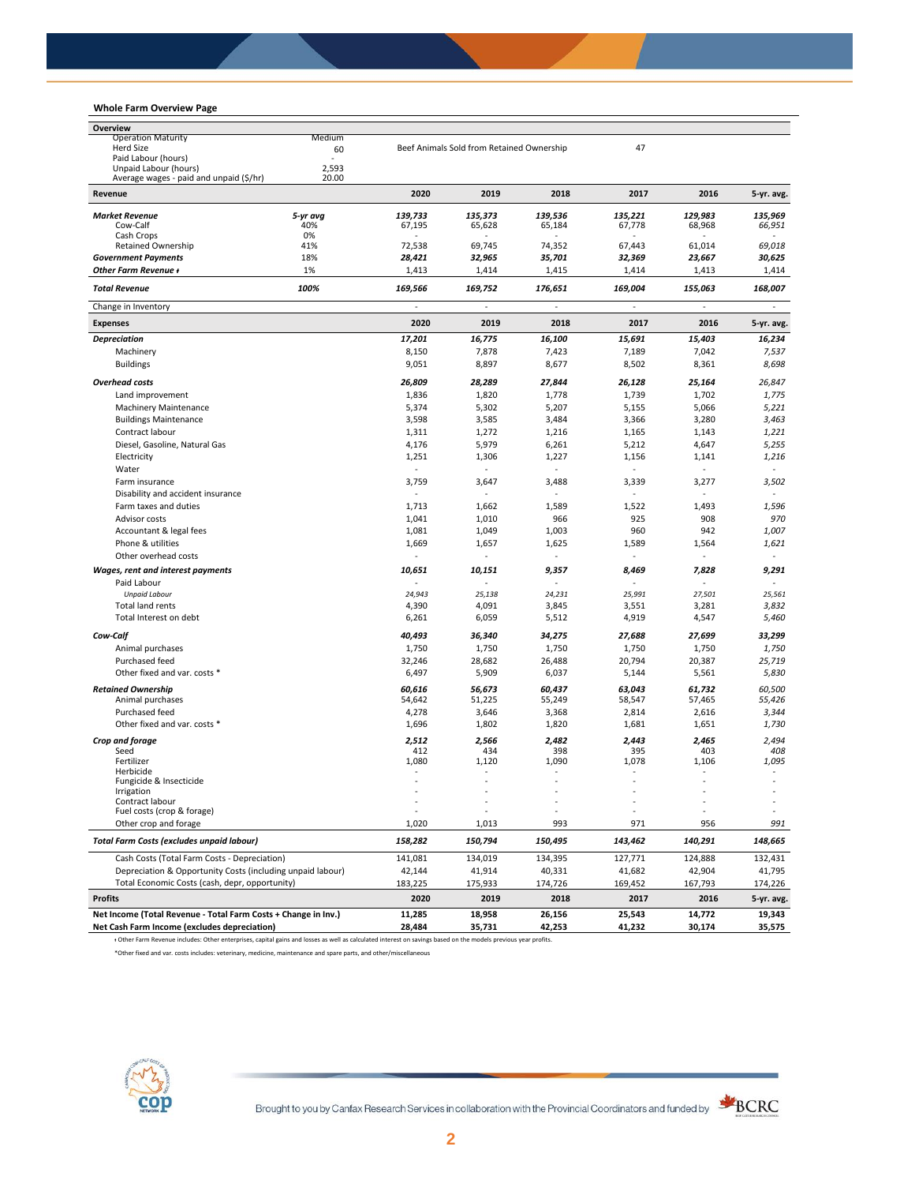## Whole Farm Overview Page

| Overview | | | | | | | |
|---|---|---|---|---|---|---|---|
| Operation Maturity | Medium | | | | | | |
| Herd Size | 60 | Beef Animals Sold from Retained Ownership | | | 47 | | |
| Paid Labour (hours) | - | | | | | | |
| Unpaid Labour (hours) | 2,593 | | | | | | |
| Average wages - paid and unpaid ($/hr) | 20.00 | | | | | | |

| **Revenue** | | **2020** | **2019** | **2018** | **2017** | **2016** | **5-yr. avg.** |
|---|---|---|---|---|---|---|---|
| ***Market Revenue*** | ***5-yr avg*** | ***139,733*** | ***135,373*** | ***139,536*** | ***135,221*** | ***129,983*** | ***135,969*** |
| Cow-Calf | 40% | 67,195 | 65,628 | 65,184 | 67,778 | 68,968 | *66,951* |
| Cash Crops | 0% | - | - | - | - | - | - |
| Retained Ownership | 41% | 72,538 | 69,745 | 74,352 | 67,443 | 61,014 | *69,018* |
| ***Government Payments*** | 18% | ***28,421*** | ***32,965*** | ***35,701*** | ***32,369*** | ***23,667*** | ***30,625*** |
| ***Other Farm Revenue ‡*** | 1% | 1,413 | 1,414 | 1,415 | 1,414 | 1,413 | 1,414 |
| ***Total Revenue*** | ***100%*** | ***169,566*** | ***169,752*** | ***176,651*** | ***169,004*** | ***155,063*** | ***168,007*** |
| Change in Inventory | | - | - | - | - | - | - |

| **Expenses** | **2020** | **2019** | **2018** | **2017** | **2016** | **5-yr. avg.** |
|---|---|---|---|---|---|---|
| ***Depreciation*** | ***17,201*** | ***16,775*** | ***16,100*** | ***15,691*** | ***15,403*** | ***16,234*** |
| Machinery | 8,150 | 7,878 | 7,423 | 7,189 | 7,042 | *7,537* |
| Buildings | 9,051 | 8,897 | 8,677 | 8,502 | 8,361 | *8,698* |
| ***Overhead costs*** | ***26,809*** | ***28,289*** | ***27,844*** | ***26,128*** | ***25,164*** | ***26,847*** |
| Land improvement | 1,836 | 1,820 | 1,778 | 1,739 | 1,702 | *1,775* |
| Machinery Maintenance | 5,374 | 5,302 | 5,207 | 5,155 | 5,066 | *5,221* |
| Buildings Maintenance | 3,598 | 3,585 | 3,484 | 3,366 | 3,280 | *3,463* |
| Contract labour | 1,311 | 1,272 | 1,216 | 1,165 | 1,143 | *1,221* |
| Diesel, Gasoline, Natural Gas | 4,176 | 5,979 | 6,261 | 5,212 | 4,647 | *5,255* |
| Electricity | 1,251 | 1,306 | 1,227 | 1,156 | 1,141 | *1,216* |
| Water | - | - | - | - | - | - |
| Farm insurance | 3,759 | 3,647 | 3,488 | 3,339 | 3,277 | *3,502* |
| Disability and accident insurance | - | - | - | - | - | - |
| Farm taxes and duties | 1,713 | 1,662 | 1,589 | 1,522 | 1,493 | *1,596* |
| Advisor costs | 1,041 | 1,010 | 966 | 925 | 908 | *970* |
| Accountant & legal fees | 1,081 | 1,049 | 1,003 | 960 | 942 | *1,007* |
| Phone & utilities | 1,669 | 1,657 | 1,625 | 1,589 | 1,564 | *1,621* |
| Other overhead costs | - | - | - | - | - | - |
| ***Wages, rent and interest payments*** | ***10,651*** | ***10,151*** | ***9,357*** | ***8,469*** | ***7,828*** | ***9,291*** |
| Paid Labour | - | - | - | - | - | - |
| *Unpaid Labour* | *24,943* | *25,138* | *24,231* | *25,991* | *27,501* | *25,561* |
| Total land rents | 4,390 | 4,091 | 3,845 | 3,551 | 3,281 | *3,832* |
| Total Interest on debt | 6,261 | 6,059 | 5,512 | 4,919 | 4,547 | *5,460* |
| ***Cow-Calf*** | ***40,493*** | ***36,340*** | ***34,275*** | ***27,688*** | ***27,699*** | ***33,299*** |
| Animal purchases | 1,750 | 1,750 | 1,750 | 1,750 | 1,750 | *1,750* |
| Purchased feed | 32,246 | 28,682 | 26,488 | 20,794 | 20,387 | *25,719* |
| Other fixed and var. costs * | 6,497 | 5,909 | 6,037 | 5,144 | 5,561 | *5,830* |
| ***Retained Ownership*** | ***60,616*** | ***56,673*** | ***60,437*** | ***63,043*** | ***61,732*** | ***60,500*** |
| Animal purchases | 54,642 | 51,225 | 55,249 | 58,547 | 57,465 | *55,426* |
| Purchased feed | 4,278 | 3,646 | 3,368 | 2,814 | 2,616 | *3,344* |
| Other fixed and var. costs * | 1,696 | 1,802 | 1,820 | 1,681 | 1,651 | *1,730* |
| ***Crop and forage*** | ***2,512*** | ***2,566*** | ***2,482*** | ***2,443*** | ***2,465*** | ***2,494*** |
| Seed | 412 | 434 | 398 | 395 | 403 | *408* |
| Fertilizer | 1,080 | 1,120 | 1,090 | 1,078 | 1,106 | *1,095* |
| Herbicide | - | - | - | - | - | - |
| Fungicide & Insecticide | - | - | - | - | - | - |
| Irrigation | - | - | - | - | - | - |
| Contract labour | - | - | - | - | - | - |
| Fuel costs (crop & forage) | - | - | - | - | - | - |
| Other crop and forage | 1,020 | 1,013 | 993 | 971 | 956 | *991* |
| ***Total Farm Costs (excludes unpaid labour)*** | ***158,282*** | ***150,794*** | ***150,495*** | ***143,462*** | ***140,291*** | ***148,665*** |
| Cash Costs (Total Farm Costs - Depreciation) | 141,081 | 134,019 | 134,395 | 127,771 | 124,888 | 132,431 |
| Depreciation & Opportunity Costs (including unpaid labour) | 42,144 | 41,914 | 40,331 | 41,682 | 42,904 | 41,795 |
| Total Economic Costs (cash, depr, opportunity) | 183,225 | 175,933 | 174,726 | 169,452 | 167,793 | 174,226 |

| **Profits** | **2020** | **2019** | **2018** | **2017** | **2016** | **5-yr. avg.** |
|---|---|---|---|---|---|---|
| **Net Income (Total Revenue - Total Farm Costs + Change in Inv.)** | **11,285** | **18,958** | **26,156** | **25,543** | **14,772** | **19,343** |
| **Net Cash Farm Income (excludes depreciation)** | **28,484** | **35,731** | **42,253** | **41,232** | **30,174** | **35,575** |

‡ Other Farm Revenue includes: Other enterprises, capital gains and losses as well as calculated interest on savings based on the models previous year profits.

*Other fixed and var. costs includes: veterinary, medicine, maintenance and spare parts, and other/miscellaneous

Brought to you by Canfax Research Services in collaboration with the Provincial Coordinators and funded by BCRC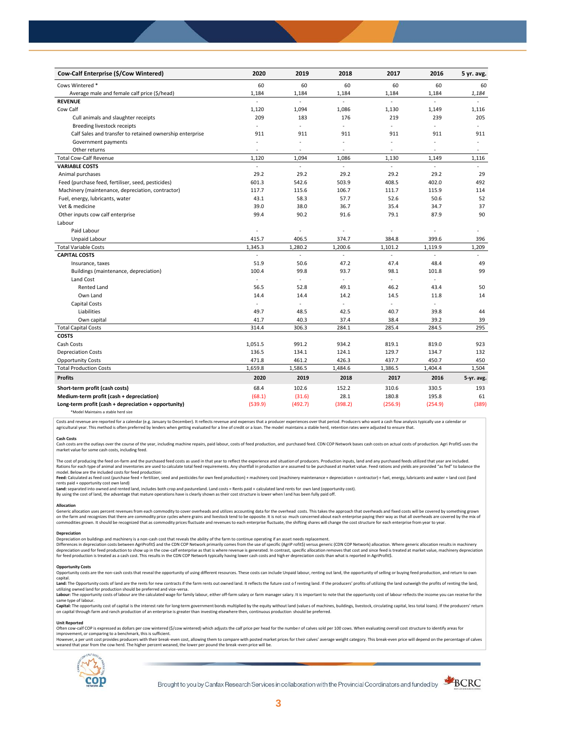| Cow-Calf Enterprise ($/Cow Wintered) | 2020 | 2019 | 2018 | 2017 | 2016 | 5 yr. avg. |
|---|---|---|---|---|---|---|
| Cows Wintered * | 60 | 60 | 60 | 60 | 60 | 60 |
| Average male and female calf price ($/head) | 1,184 | 1,184 | 1,184 | 1,184 | 1,184 | *1,184* |
| **REVENUE** | - | - | - | - | - | - |
| Cow Calf | 1,120 | 1,094 | 1,086 | 1,130 | 1,149 | 1,116 |
| Cull animals and slaughter receipts | 209 | 183 | 176 | 219 | 239 | 205 |
| Breeding livestock receipts | - | - | - | - | - | - |
| Calf Sales and transfer to retained ownership enterprise | 911 | 911 | 911 | 911 | 911 | 911 |
| Government payments | - | - | - | - | - | - |
| Other returns | - | - | - | - | - | - |
| Total Cow-Calf Revenue | 1,120 | 1,094 | 1,086 | 1,130 | 1,149 | 1,116 |
| **VARIABLE COSTS** | - | - | - | - | - | - |
| Animal purchases | 29.2 | 29.2 | 29.2 | 29.2 | 29.2 | 29 |
| Feed (purchase feed, fertiliser, seed, pesticides) | 601.3 | 542.6 | 503.9 | 408.5 | 402.0 | 492 |
| Machinery (maintenance, depreciation, contractor) | 117.7 | 115.6 | 106.7 | 111.7 | 115.9 | 114 |
| Fuel, energy, lubricants, water | 43.1 | 58.3 | 57.7 | 52.6 | 50.6 | 52 |
| Vet & medicine | 39.0 | 38.0 | 36.7 | 35.4 | 34.7 | 37 |
| Other inputs cow calf enterprise | 99.4 | 90.2 | 91.6 | 79.1 | 87.9 | 90 |
| Labour | | | | | | |
| Paid Labour | - | - | - | - | - | - |
| Unpaid Labour | 415.7 | 406.5 | 374.7 | 384.8 | 399.6 | 396 |
| Total Variable Costs | 1,345.3 | 1,280.2 | 1,200.6 | 1,101.2 | 1,119.9 | 1,209 |
| **CAPITAL COSTS** | - | - | - | - | - | - |
| Insurance, taxes | 51.9 | 50.6 | 47.2 | 47.4 | 48.4 | 49 |
| Buildings (maintenance, depreciation) | 100.4 | 99.8 | 93.7 | 98.1 | 101.8 | 99 |
| Land Cost | - | - | - | - | - | |
| Rented Land | 56.5 | 52.8 | 49.1 | 46.2 | 43.4 | 50 |
| Own Land | 14.4 | 14.4 | 14.2 | 14.5 | 11.8 | 14 |
| Capital Costs | - | - | - | - | - | |
| Liabilities | 49.7 | 48.5 | 42.5 | 40.7 | 39.8 | 44 |
| Own capital | 41.7 | 40.3 | 37.4 | 38.4 | 39.2 | 39 |
| Total Capital Costs | 314.4 | 306.3 | 284.1 | 285.4 | 284.5 | 295 |
| **COSTS** | | | | | | |
| Cash Costs | 1,051.5 | 991.2 | 934.2 | 819.1 | 819.0 | 923 |
| Depreciation Costs | 136.5 | 134.1 | 124.1 | 129.7 | 134.7 | 132 |
| Opportunity Costs | 471.8 | 461.2 | 426.3 | 437.7 | 450.7 | 450 |
| Total Production Costs | 1,659.8 | 1,586.5 | 1,484.6 | 1,386.5 | 1,404.4 | 1,504 |
| **Profits** | **2020** | **2019** | **2018** | **2017** | **2016** | **5-yr. avg.** |
| **Short-term profit (cash costs)** | 68.4 | 102.6 | 152.2 | 310.6 | 330.5 | 193 |
| **Medium-term profit (cash + depreciation)** | (68.1) | (31.6) | 28.1 | 180.8 | 195.8 | 61 |
| **Long-term profit (cash + depreciation + opportunity)** | (539.9) | (492.7) | (398.2) | (256.9) | (254.9) | (389) |

*Model Maintains a stable herd size

Costs and revenue are reported for a calendar (e.g. January to December). It reflects revenue and expenses that a producer experiences over that period. Producers who want a cash flow analysis typically use a calendar or agricultural year. This method is often preferred by lenders when getting evaluated for a line of credit or a loan. The model maintains a stable herd, retention rates were adjusted to ensure that.

**Cash Costs**
Cash costs are the outlays over the course of the year, including machine repairs, paid labour, costs of feed production, and purchased feed. CDN COP Network bases cash costs on actual costs of production. Agri Profit$ uses the market value for some cash costs, including feed.

The cost of producing the feed on-farm and the purchased feed costs as used in that year to reflect the experience and situation of producers. Production inputs, land and any purchased feeds utilized that year are included. Rations for each type of animal and inventories are used to calculate total feed requirements. Any shortfall in production are assumed to be purchased at market value. Feed rations and yields are provided "as fed" to balance the model. Below are the included costs for feed production:
**Feed:** Calculated as feed cost (purchase feed + fertilizer, seed and pesticides for own feed production) + machinery cost (machinery maintenance + depreciation + contractor) + fuel, energy, lubricants and water + land cost (land rents paid + opportunity cost own land)
**Land:** separated into owned and rented land, includes both crop and pastureland. Land costs = Rents paid + calculated land rents for own land (opportunity cost).
By using the cost of land, the advantage that mature operations have is clearly shown as their cost structure is lower when land has been fully paid off.

**Allocation**
Generic allocation uses percent revenues from each commodity to cover overheads and utilizes accounting data for the overhead costs. This takes the approach that overheads and fixed costs will be covered by something grown on the farm and recognizes that there are commodity price cycles where grains and livestock tend to be opposite. It is not so much concerned about each enterprise paying their way as that all overheads are covered by the mix of commodities grown. It should be recognized that as commodity prices fluctuate and revenues to each enterprise fluctuate, the shifting shares will change the cost structure for each enterprise from year to year.

**Depreciation**
Depreciation on buildings and machinery is a non-cash cost that reveals the ability of the farm to continue operating if an asset needs replacement.
Differences in depreciation costs between AgriProfit$ and the CDN COP Network primarily comes from the use of specific (AgriP rofit$) versus generic (CDN COP Network) allocation. Where generic allocation results in machinery depreciation used for feed production to show up in the cow-calf enterprise as that is where revenue is generated. In contrast, specific allocation removes that cost and since feed is treated at market value, machinery depreciation for feed production is treated as a cash cost. This results in the CDN COP Network typically having lower cash costs and higher depreciation costs than what is reported in AgriProfit$.

**Opportunity Costs**
Opportunity costs are the non-cash costs that reveal the opportunity of using different resources. These costs can include Unpaid labour, renting out land, the opportunity of selling or buying feed production, and return to own capital.
**Land:** The Opportunity costs of land are the rents for new contracts if the farm rents out owned land. It reflects the future cost of renting land. If the producers' profits of utilizing the land outweigh the profits of renting the land, utilizing owned land for production should be preferred and vice-versa.
**Labour:** The opportunity costs of labour are the calculated wage for family labour, either off-farm salary or farm manager salary. It is important to note that the opportunity cost of labour reflects the income you can receive for the same type of labour.
**Capital:** The opportunity cost of capital is the interest rate for long-term government bonds multiplied by the equity without land (values of machines, buildings, livestock, circulating capital, less total loans). If the producers' return on capital through farm and ranch production of an enterprise is greater than investing elsewhere then, continuous production should be preferred.

**Unit Reported**
Often cow-calf COP is expressed as dollars per cow wintered ($/cow wintered) which adjusts the calf price per head for the number of calves sold per 100 cows. When evaluating overall cost structure to identify areas for improvement, or comparing to a benchmark, this is sufficient.
However, a per unit cost provides producers with their break-even cost, allowing them to compare with posted market prices for their calves' average weight category. This break-even price will depend on the percentage of calves weaned that year from the cow herd. The higher percent weaned, the lower per pound the break-even price will be.

Brought to you by Canfax Research Services in collaboration with the Provincial Coordinators and funded by BCRC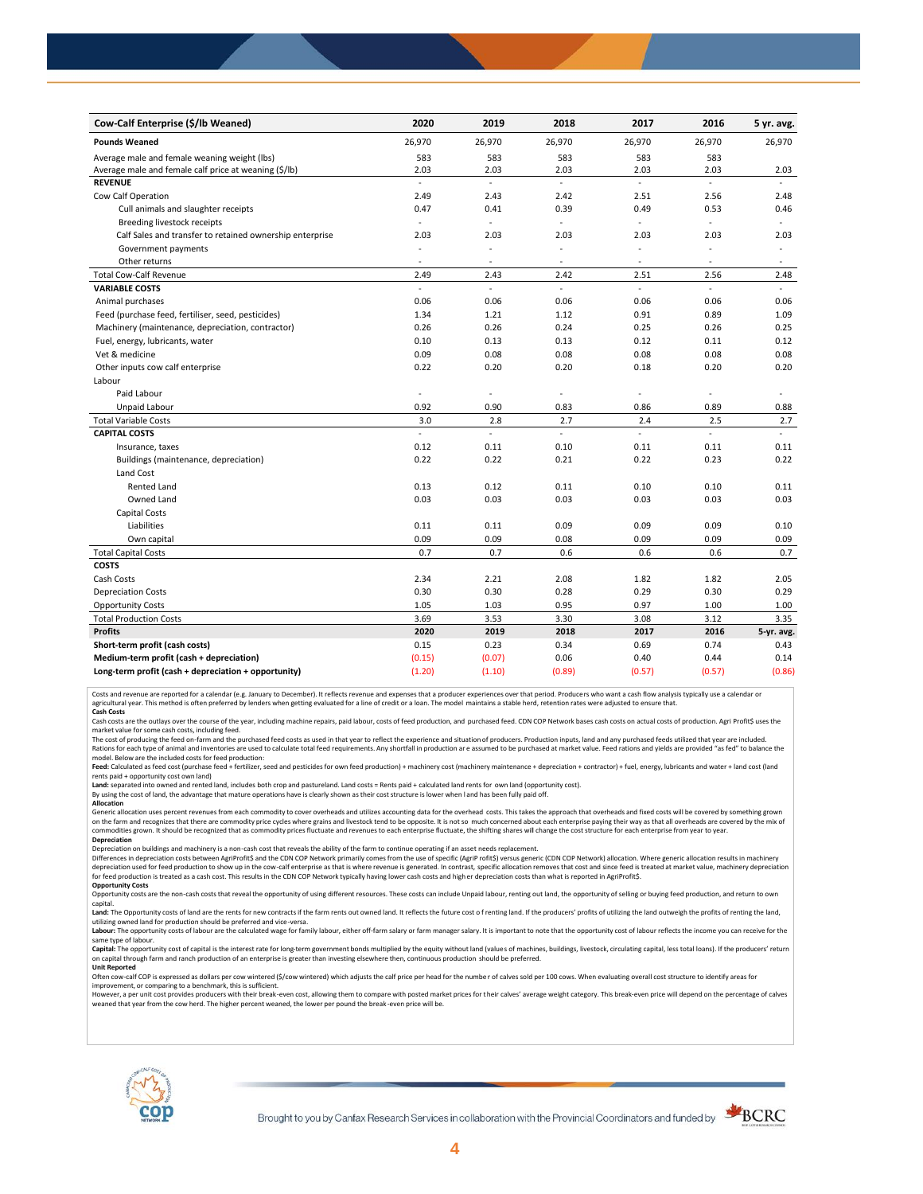| Cow-Calf Enterprise ($/lb Weaned) | 2020 | 2019 | 2018 | 2017 | 2016 | 5 yr. avg. |
|---|---|---|---|---|---|---|
| **Pounds Weaned** | 26,970 | 26,970 | 26,970 | 26,970 | 26,970 | 26,970 |
| Average male and female weaning weight (lbs) | 583 | 583 | 583 | 583 | 583 | |
| Average male and female calf price at weaning ($/lb) | 2.03 | 2.03 | 2.03 | 2.03 | 2.03 | 2.03 |
| **REVENUE** | - | - | - | - | - | - |
| Cow Calf Operation | 2.49 | 2.43 | 2.42 | 2.51 | 2.56 | 2.48 |
| Cull animals and slaughter receipts | 0.47 | 0.41 | 0.39 | 0.49 | 0.53 | 0.46 |
| Breeding livestock receipts | - | - | - | - | - | - |
| Calf Sales and transfer to retained ownership enterprise | 2.03 | 2.03 | 2.03 | 2.03 | 2.03 | 2.03 |
| Government payments | - | - | - | - | - | - |
| Other returns | - | - | - | - | - | - |
| Total Cow-Calf Revenue | 2.49 | 2.43 | 2.42 | 2.51 | 2.56 | 2.48 |
| **VARIABLE COSTS** | - | - | - | - | - | - |
| Animal purchases | 0.06 | 0.06 | 0.06 | 0.06 | 0.06 | 0.06 |
| Feed (purchase feed, fertiliser, seed, pesticides) | 1.34 | 1.21 | 1.12 | 0.91 | 0.89 | 1.09 |
| Machinery (maintenance, depreciation, contractor) | 0.26 | 0.26 | 0.24 | 0.25 | 0.26 | 0.25 |
| Fuel, energy, lubricants, water | 0.10 | 0.13 | 0.13 | 0.12 | 0.11 | 0.12 |
| Vet & medicine | 0.09 | 0.08 | 0.08 | 0.08 | 0.08 | 0.08 |
| Other inputs cow calf enterprise | 0.22 | 0.20 | 0.20 | 0.18 | 0.20 | 0.20 |
| Labour | | | | | | |
| Paid Labour | - | - | - | - | - | - |
| Unpaid Labour | 0.92 | 0.90 | 0.83 | 0.86 | 0.89 | 0.88 |
| Total Variable Costs | 3.0 | 2.8 | 2.7 | 2.4 | 2.5 | 2.7 |
| **CAPITAL COSTS** | - | - | - | - | - | - |
| Insurance, taxes | 0.12 | 0.11 | 0.10 | 0.11 | 0.11 | 0.11 |
| Buildings (maintenance, depreciation) | 0.22 | 0.22 | 0.21 | 0.22 | 0.23 | 0.22 |
| Land Cost | | | | | | |
| Rented Land | 0.13 | 0.12 | 0.11 | 0.10 | 0.10 | 0.11 |
| Owned Land | 0.03 | 0.03 | 0.03 | 0.03 | 0.03 | 0.03 |
| Capital Costs | | | | | | |
| Liabilities | 0.11 | 0.11 | 0.09 | 0.09 | 0.09 | 0.10 |
| Own capital | 0.09 | 0.09 | 0.08 | 0.09 | 0.09 | 0.09 |
| Total Capital Costs | 0.7 | 0.7 | 0.6 | 0.6 | 0.6 | 0.7 |
| **COSTS** | | | | | | |
| Cash Costs | 2.34 | 2.21 | 2.08 | 1.82 | 1.82 | 2.05 |
| Depreciation Costs | 0.30 | 0.30 | 0.28 | 0.29 | 0.30 | 0.29 |
| Opportunity Costs | 1.05 | 1.03 | 0.95 | 0.97 | 1.00 | 1.00 |
| Total Production Costs | 3.69 | 3.53 | 3.30 | 3.08 | 3.12 | 3.35 |
| **Profits** | **2020** | **2019** | **2018** | **2017** | **2016** | **5-yr. avg.** |
| **Short-term profit (cash costs)** | 0.15 | 0.23 | 0.34 | 0.69 | 0.74 | 0.43 |
| **Medium-term profit (cash + depreciation)** | (0.15) | (0.07) | 0.06 | 0.40 | 0.44 | 0.14 |
| **Long-term profit (cash + depreciation + opportunity)** | (1.20) | (1.10) | (0.89) | (0.57) | (0.57) | (0.86) |

Costs and revenue are reported for a calendar (e.g. January to December). It reflects revenue and expenses that a producer experiences over that period. Producers who want a cash flow analysis typically use a calendar or agricultural year. This method is often preferred by lenders when getting evaluated for a line of credit or a loan. The model maintains a stable herd, retention rates were adjusted to ensure that.

**Cash Costs**

Cash costs are the outlays over the course of the year, including machine repairs, paid labour, costs of feed production, and purchased feed. CDN COP Network bases cash costs on actual costs of production. Agri Profit$ uses the market value for some cash costs, including feed.

The cost of producing the feed on-farm and the purchased feed costs as used in that year to reflect the experience and situation of producers. Production inputs, land and any purchased feeds utilized that year are included. Rations for each type of animal and inventories are used to calculate total feed requirements. Any shortfall in production are assumed to be purchased at market value. Feed rations and yields are provided "as fed" to balance the model. Below are the included costs for feed production:

**Feed:** Calculated as feed cost (purchase feed + fertilizer, seed and pesticides for own feed production) + machinery cost (machinery maintenance + depreciation + contractor) + fuel, energy, lubricants and water + land cost (land rents paid + opportunity cost own land)

**Land:** separated into owned and rented land, includes both crop and pastureland. Land costs = Rents paid + calculated land rents for own land (opportunity cost).

By using the cost of land, the advantage that mature operations have is clearly shown as their cost structure is lower when land has been fully paid off.

**Allocation**

Generic allocation uses percent revenues from each commodity to cover overheads and utilizes accounting data for the overhead costs. This takes the approach that overheads and fixed costs will be covered by something grown on the farm and recognizes that there are commodity price cycles where grains and livestock tend to be opposite. It is not so much concerned about each enterprise paying their way as that all overheads are covered by the mix of commodities grown. It should be recognized that as commodity prices fluctuate and revenues to each enterprise fluctuate, the shifting shares will change the cost structure for each enterprise from year to year.

**Depreciation**

Depreciation on buildings and machinery is a non-cash cost that reveals the ability of the farm to continue operating if an asset needs replacement.

Differences in depreciation costs between AgriProfit$ and the CDN COP Network primarily comes from the use of specific (AgriP rofit$) versus generic (CDN COP Network) allocation. Where generic allocation results in machinery depreciation used for feed production to show up in the cow-calf enterprise as that is where revenue is generated. In contrast, specific allocation removes that cost and since feed is treated at market value, machinery depreciation for feed production is treated as a cash cost. This results in the CDN COP Network typically having lower cash costs and higher depreciation costs than what is reported in AgriProfit$.

**Opportunity Costs**

Opportunity costs are the non-cash costs that reveal the opportunity of using different resources. These costs can include Unpaid labour, renting out land, the opportunity of selling or buying feed production, and return to own capital.

**Land:** The Opportunity costs of land are the rents for new contracts if the farm rents out owned land. It reflects the future cost of renting land. If the producers' profits of utilizing the land outweigh the profits of renting the land, utilizing owned land for production should be preferred and vice-versa.

**Labour:** The opportunity costs of labour are the calculated wage for family labour, either off-farm salary or farm manager salary. It is important to note that the opportunity cost of labour reflects the income you can receive for the same type of labour.

**Capital:** The opportunity cost of capital is the interest rate for long-term government bonds multiplied by the equity without land (values of machines, buildings, livestock, circulating capital, less total loans). If the producers' return on capital through farm and ranch production of an enterprise is greater than investing elsewhere then, continuous production should be preferred.

**Unit Reported**

Often cow-calf COP is expressed as dollars per cow wintered ($/cow wintered) which adjusts the calf price per head for the number of calves sold per 100 cows. When evaluating overall cost structure to identify areas for improvement, or comparing to a benchmark, this is sufficient.

However, a per unit cost provides producers with their break-even cost, allowing them to compare with posted market prices for their calves' average weight category. This break-even price will depend on the percentage of calves weaned that year from the cow herd. The higher percent weaned, the lower per pound the break-even price will be.

Brought to you by Canfax Research Services in collaboration with the Provincial Coordinators and funded by BCRC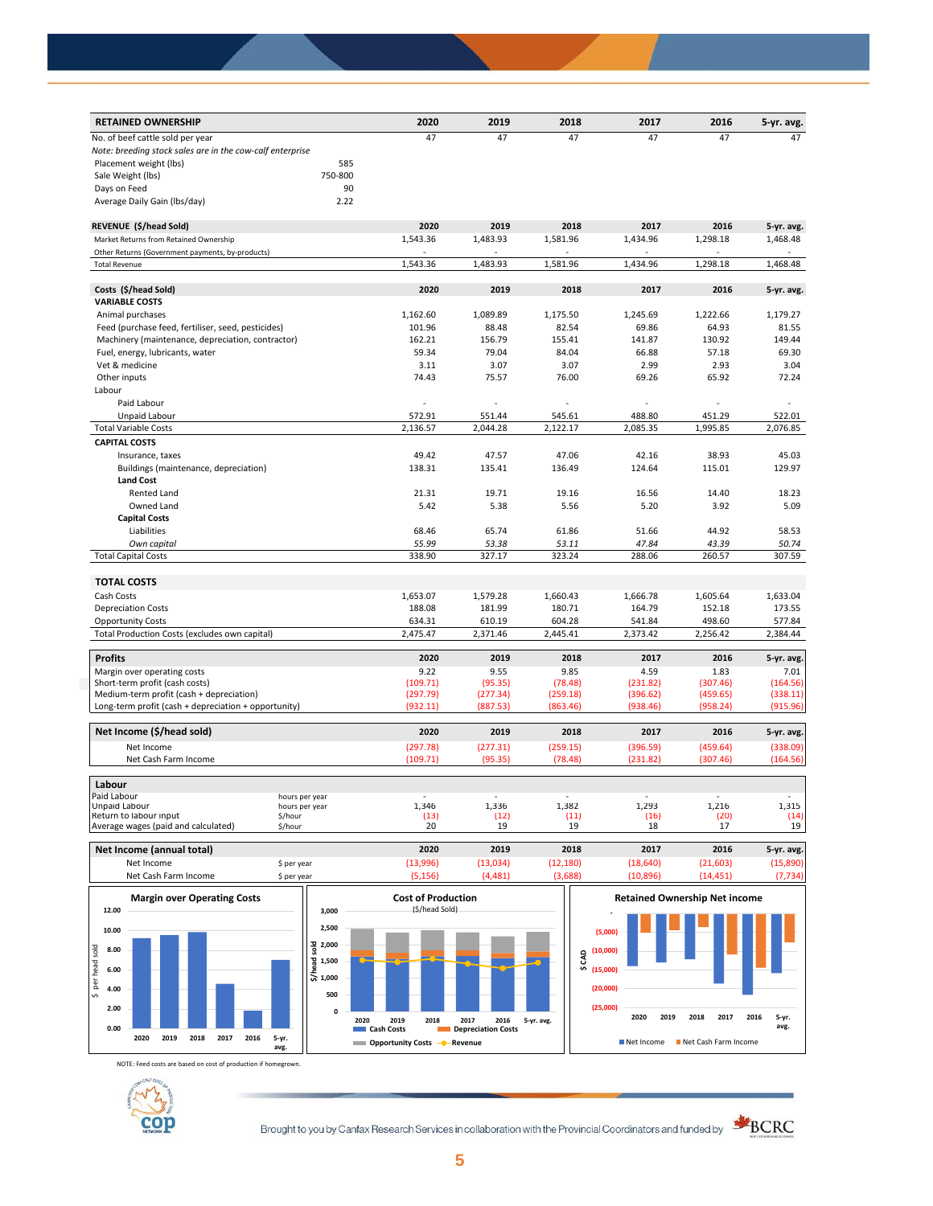| RETAINED OWNERSHIP | | 2020 | 2019 | 2018 | 2017 | 2016 | 5-yr. avg. |
|---|---|---|---|---|---|---|---|
| No. of beef cattle sold per year | | 47 | 47 | 47 | 47 | 47 | 47 |
| *Note: breeding stock sales are in the cow-calf enterprise* | | | | | | | |
| Placement weight (lbs) | 585 | | | | | | |
| Sale Weight (lbs) | 750-800 | | | | | | |
| Days on Feed | 90 | | | | | | |
| Average Daily Gain (lbs/day) | 2.22 | | | | | | |

| REVENUE ($/head Sold) | 2020 | 2019 | 2018 | 2017 | 2016 | 5-yr. avg. |
|---|---|---|---|---|---|---|
| Market Returns from Retained Ownership | 1,543.36 | 1,483.93 | 1,581.96 | 1,434.96 | 1,298.18 | 1,468.48 |
| Other Returns (Government payments, by-products) | - | - | - | - | - | - |
| Total Revenue | 1,543.36 | 1,483.93 | 1,581.96 | 1,434.96 | 1,298.18 | 1,468.48 |

| Costs ($/head Sold) | 2020 | 2019 | 2018 | 2017 | 2016 | 5-yr. avg. |
|---|---|---|---|---|---|---|
| **VARIABLE COSTS** | | | | | | |
| Animal purchases | 1,162.60 | 1,089.89 | 1,175.50 | 1,245.69 | 1,222.66 | 1,179.27 |
| Feed (purchase feed, fertiliser, seed, pesticides) | 101.96 | 88.48 | 82.54 | 69.86 | 64.93 | 81.55 |
| Machinery (maintenance, depreciation, contractor) | 162.21 | 156.79 | 155.41 | 141.87 | 130.92 | 149.44 |
| Fuel, energy, lubricants, water | 59.34 | 79.04 | 84.04 | 66.88 | 57.18 | 69.30 |
| Vet & medicine | 3.11 | 3.07 | 3.07 | 2.99 | 2.93 | 3.04 |
| Other inputs | 74.43 | 75.57 | 76.00 | 69.26 | 65.92 | 72.24 |
| Labour | | | | | | |
| Paid Labour | - | - | - | - | - | - |
| Unpaid Labour | 572.91 | 551.44 | 545.61 | 488.80 | 451.29 | 522.01 |
| Total Variable Costs | 2,136.57 | 2,044.28 | 2,122.17 | 2,085.35 | 1,995.85 | 2,076.85 |
| **CAPITAL COSTS** | | | | | | |
| Insurance, taxes | 49.42 | 47.57 | 47.06 | 42.16 | 38.93 | 45.03 |
| Buildings (maintenance, depreciation) | 138.31 | 135.41 | 136.49 | 124.64 | 115.01 | 129.97 |
| **Land Cost** | | | | | | |
| Rented Land | 21.31 | 19.71 | 19.16 | 16.56 | 14.40 | 18.23 |
| Owned Land | 5.42 | 5.38 | 5.56 | 5.20 | 3.92 | 5.09 |
| **Capital Costs** | | | | | | |
| Liabilities | 68.46 | 65.74 | 61.86 | 51.66 | 44.92 | 58.53 |
| *Own capital* | *55.99* | *53.38* | *53.11* | *47.84* | *43.39* | *50.74* |
| Total Capital Costs | 338.90 | 327.17 | 323.24 | 288.06 | 260.57 | 307.59 |

| TOTAL COSTS | 2020 | 2019 | 2018 | 2017 | 2016 | 5-yr. avg. |
|---|---|---|---|---|---|---|
| Cash Costs | 1,653.07 | 1,579.28 | 1,660.43 | 1,666.78 | 1,605.64 | 1,633.04 |
| Depreciation Costs | 188.08 | 181.99 | 180.71 | 164.79 | 152.18 | 173.55 |
| Opportunity Costs | 634.31 | 610.19 | 604.28 | 541.84 | 498.60 | 577.84 |
| Total Production Costs (excludes own capital) | 2,475.47 | 2,371.46 | 2,445.41 | 2,373.42 | 2,256.42 | 2,384.44 |

| Profits | 2020 | 2019 | 2018 | 2017 | 2016 | 5-yr. avg. |
|---|---|---|---|---|---|---|
| Margin over operating costs | 9.22 | 9.55 | 9.85 | 4.59 | 1.83 | 7.01 |
| Short-term profit (cash costs) | (109.71) | (95.35) | (78.48) | (231.82) | (307.46) | (164.56) |
| Medium-term profit (cash + depreciation) | (297.79) | (277.34) | (259.18) | (396.62) | (459.65) | (338.11) |
| Long-term profit (cash + depreciation + opportunity) | (932.11) | (887.53) | (863.46) | (938.46) | (958.24) | (915.96) |

| Net Income ($/head sold) | 2020 | 2019 | 2018 | 2017 | 2016 | 5-yr. avg. |
|---|---|---|---|---|---|---|
| Net Income | (297.78) | (277.31) | (259.15) | (396.59) | (459.64) | (338.09) |
| Net Cash Farm Income | (109.71) | (95.35) | (78.48) | (231.82) | (307.46) | (164.56) |

| Labour | | 2020 | 2019 | 2018 | 2017 | 2016 | 5-yr. avg. |
|---|---|---|---|---|---|---|---|
| Paid Labour | hours per year | - | - | - | - | - | - |
| Unpaid Labour | hours per year | 1,346 | 1,336 | 1,382 | 1,293 | 1,216 | 1,315 |
| Return to labour input | $/hour | (13) | (12) | (11) | (16) | (20) | (14) |
| Average wages (paid and calculated) | $/hour | 20 | 19 | 19 | 18 | 17 | 19 |

| Net Income (annual total) | | 2020 | 2019 | 2018 | 2017 | 2016 | 5-yr. avg. |
|---|---|---|---|---|---|---|---|
| Net Income | $ per year | (13,996) | (13,034) | (12,180) | (18,640) | (21,603) | (15,890) |
| Net Cash Farm Income | $ per year | (5,156) | (4,481) | (3,688) | (10,896) | (14,451) | (7,734) |

**Margin over Operating Costs**

**Cost of Production** ($/head Sold)

**Retained Ownership Net income**

NOTE: Feed costs are based on cost of production if homegrown.

Brought to you by Canfax Research Services in collaboration with the Provincial Coordinators and funded by BCRC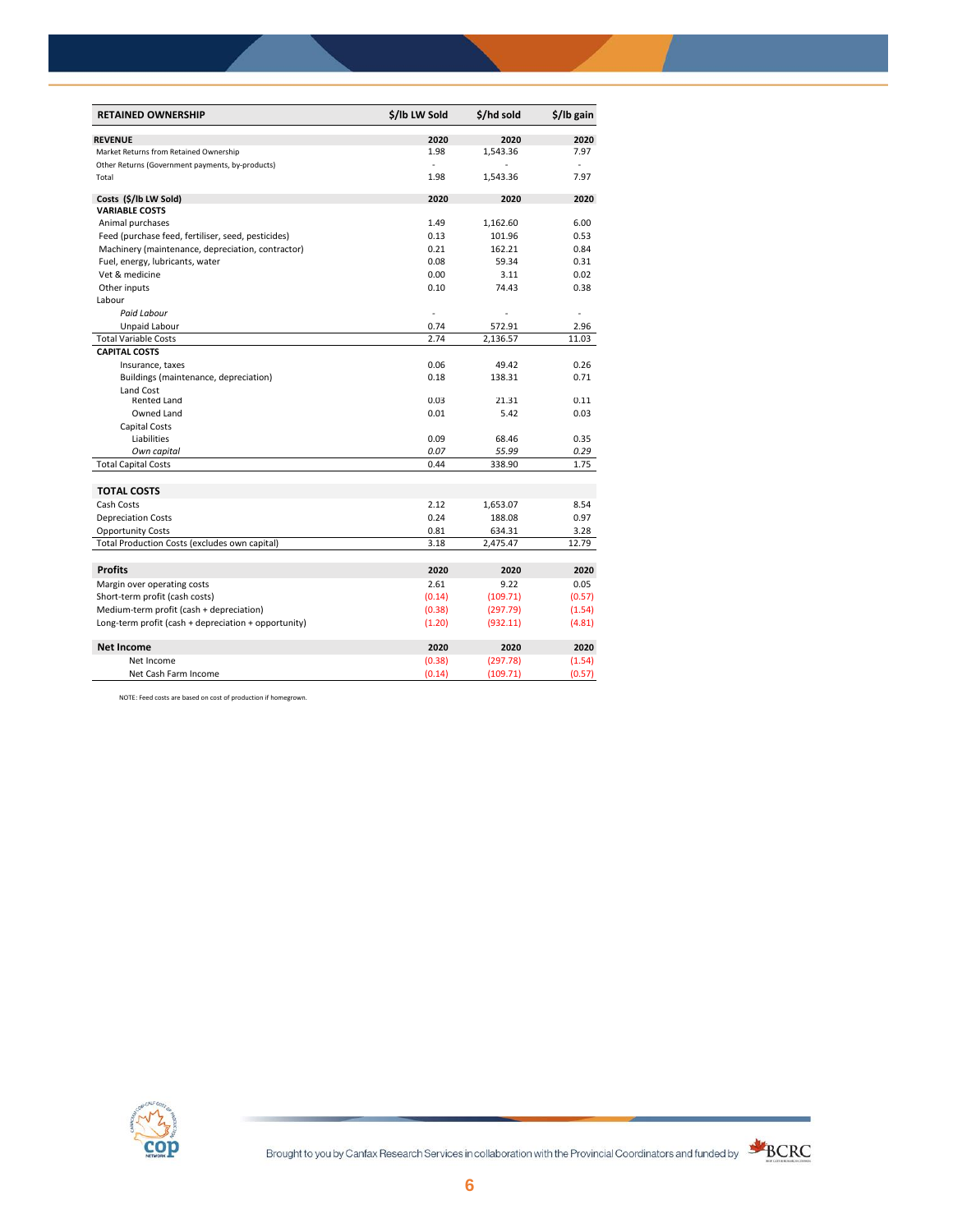| RETAINED OWNERSHIP | $/lb LW Sold | $/hd sold | $/lb gain |
|---|---|---|---|
| **REVENUE** | **2020** | **2020** | **2020** |
| Market Returns from Retained Ownership | 1.98 | 1,543.36 | 7.97 |
| Other Returns (Government payments, by-products) | - | - | - |
| Total | 1.98 | 1,543.36 | 7.97 |
| **Costs ($/lb LW Sold)** | **2020** | **2020** | **2020** |
| **VARIABLE COSTS** | | | |
| Animal purchases | 1.49 | 1,162.60 | 6.00 |
| Feed (purchase feed, fertiliser, seed, pesticides) | 0.13 | 101.96 | 0.53 |
| Machinery (maintenance, depreciation, contractor) | 0.21 | 162.21 | 0.84 |
| Fuel, energy, lubricants, water | 0.08 | 59.34 | 0.31 |
| Vet & medicine | 0.00 | 3.11 | 0.02 |
| Other inputs | 0.10 | 74.43 | 0.38 |
| Labour | | | |
| *Paid Labour* | - | - | - |
| Unpaid Labour | 0.74 | 572.91 | 2.96 |
| Total Variable Costs | 2.74 | 2,136.57 | 11.03 |
| **CAPITAL COSTS** | | | |
| Insurance, taxes | 0.06 | 49.42 | 0.26 |
| Buildings (maintenance, depreciation) | 0.18 | 138.31 | 0.71 |
| Land Cost | | | |
| Rented Land | 0.03 | 21.31 | 0.11 |
| Owned Land | 0.01 | 5.42 | 0.03 |
| Capital Costs | | | |
| Liabilities | 0.09 | 68.46 | 0.35 |
| *Own capital* | *0.07* | *55.99* | *0.29* |
| Total Capital Costs | 0.44 | 338.90 | 1.75 |
| **TOTAL COSTS** | | | |
| Cash Costs | 2.12 | 1,653.07 | 8.54 |
| Depreciation Costs | 0.24 | 188.08 | 0.97 |
| Opportunity Costs | 0.81 | 634.31 | 3.28 |
| Total Production Costs (excludes own capital) | 3.18 | 2,475.47 | 12.79 |
| **Profits** | **2020** | **2020** | **2020** |
| Margin over operating costs | 2.61 | 9.22 | 0.05 |
| Short-term profit (cash costs) | (0.14) | (109.71) | (0.57) |
| Medium-term profit (cash + depreciation) | (0.38) | (297.79) | (1.54) |
| Long-term profit (cash + depreciation + opportunity) | (1.20) | (932.11) | (4.81) |
| **Net Income** | **2020** | **2020** | **2020** |
| Net Income | (0.38) | (297.78) | (1.54) |
| Net Cash Farm Income | (0.14) | (109.71) | (0.57) |

NOTE: Feed costs are based on cost of production if homegrown.

Brought to you by Canfax Research Services in collaboration with the Provincial Coordinators and funded by BCRC